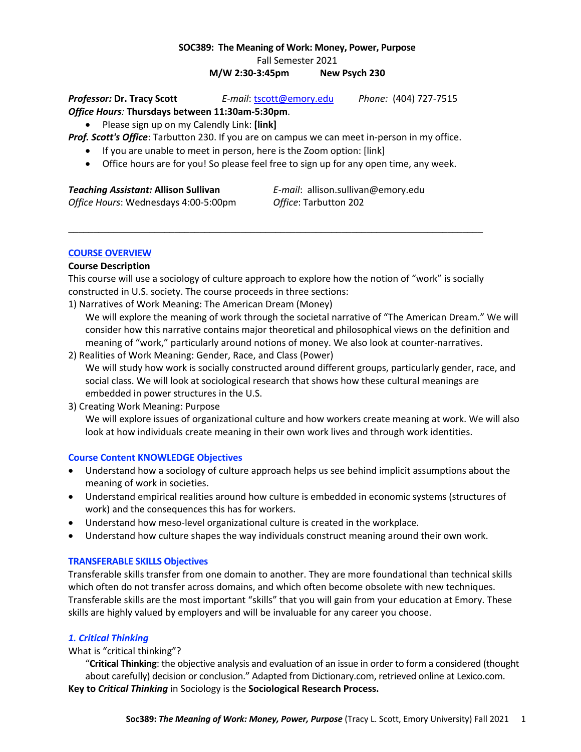**SOC389: The Meaning of Work: Money, Power, Purpose**
Fall Semester 2021
**M/W 2:30-3:45pm          New Psych 230**

***Professor:* Dr. Tracy Scott**          *E-mail*: tscott@emory.edu          *Phone:* (404) 727-7515
***Office Hours:* Thursdays between 11:30am-5:30pm**.

- Please sign up on my Calendly Link: **[link]**

***Prof. Scott's Office***: Tarbutton 230. If you are on campus we can meet in-person in my office.

- If you are unable to meet in person, here is the Zoom option: [link]
- Office hours are for you! So please feel free to sign up for any open time, any week.

***Teaching Assistant:* Allison Sullivan**          *E-mail*: allison.sullivan@emory.edu
*Office Hours*: Wednesdays 4:00-5:00pm          *Office*: Tarbutton 202

---

## COURSE OVERVIEW

### Course Description

This course will use a sociology of culture approach to explore how the notion of "work" is socially constructed in U.S. society. The course proceeds in three sections:

1) Narratives of Work Meaning: The American Dream (Money)
   We will explore the meaning of work through the societal narrative of "The American Dream." We will consider how this narrative contains major theoretical and philosophical views on the definition and meaning of "work," particularly around notions of money. We also look at counter-narratives.
2) Realities of Work Meaning: Gender, Race, and Class (Power)
   We will study how work is socially constructed around different groups, particularly gender, race, and social class. We will look at sociological research that shows how these cultural meanings are embedded in power structures in the U.S.
3) Creating Work Meaning: Purpose
   We will explore issues of organizational culture and how workers create meaning at work. We will also look at how individuals create meaning in their own work lives and through work identities.

### Course Content KNOWLEDGE Objectives

- Understand how a sociology of culture approach helps us see behind implicit assumptions about the meaning of work in societies.
- Understand empirical realities around how culture is embedded in economic systems (structures of work) and the consequences this has for workers.
- Understand how meso-level organizational culture is created in the workplace.
- Understand how culture shapes the way individuals construct meaning around their own work.

### TRANSFERABLE SKILLS Objectives

Transferable skills transfer from one domain to another. They are more foundational than technical skills which often do not transfer across domains, and which often become obsolete with new techniques. Transferable skills are the most important "skills" that you will gain from your education at Emory. These skills are highly valued by employers and will be invaluable for any career you choose.

#### *1. Critical Thinking*

What is "critical thinking"?

"**Critical Thinking**: the objective analysis and evaluation of an issue in order to form a considered (thought about carefully) decision or conclusion." Adapted from Dictionary.com, retrieved online at Lexico.com.

**Key to *Critical Thinking* in Sociology is the Sociological Research Process.**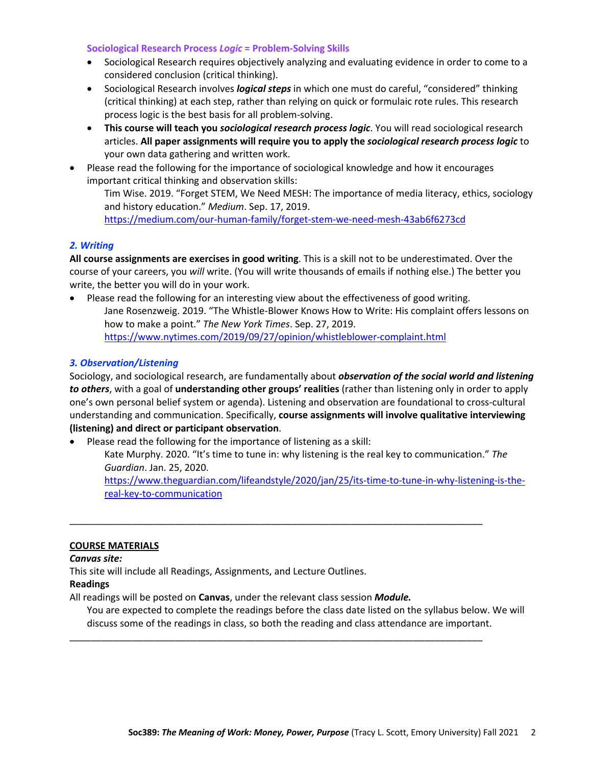**Sociological Research Process *Logic* = Problem-Solving Skills**

- Sociological Research requires objectively analyzing and evaluating evidence in order to come to a considered conclusion (critical thinking).
- Sociological Research involves ***logical steps*** in which one must do careful, "considered" thinking (critical thinking) at each step, rather than relying on quick or formulaic rote rules. This research process logic is the best basis for all problem-solving.
- **This course will teach you *sociological research process logic***. You will read sociological research articles. **All paper assignments will require you to apply the *sociological research process logic*** to your own data gathering and written work.

- Please read the following for the importance of sociological knowledge and how it encourages important critical thinking and observation skills:
  Tim Wise. 2019. "Forget STEM, We Need MESH: The importance of media literacy, ethics, sociology and history education." *Medium*. Sep. 17, 2019.
  https://medium.com/our-human-family/forget-stem-we-need-mesh-43ab6f6273cd

### *2. Writing*

**All course assignments are exercises in good writing**. This is a skill not to be underestimated. Over the course of your careers, you *will* write. (You will write thousands of emails if nothing else.) The better you write, the better you will do in your work.

- Please read the following for an interesting view about the effectiveness of good writing.
  Jane Rosenzweig. 2019. "The Whistle-Blower Knows How to Write: His complaint offers lessons on how to make a point." *The New York Times*. Sep. 27, 2019.
  https://www.nytimes.com/2019/09/27/opinion/whistleblower-complaint.html

### *3. Observation/Listening*

Sociology, and sociological research, are fundamentally about ***observation of the social world and listening to others***, with a goal of **understanding other groups' realities** (rather than listening only in order to apply one's own personal belief system or agenda). Listening and observation are foundational to cross-cultural understanding and communication. Specifically, **course assignments will involve qualitative interviewing (listening) and direct or participant observation**.

- Please read the following for the importance of listening as a skill:
  Kate Murphy. 2020. "It's time to tune in: why listening is the real key to communication." *The Guardian*. Jan. 25, 2020.
  https://www.theguardian.com/lifeandstyle/2020/jan/25/its-time-to-tune-in-why-listening-is-the-real-key-to-communication

---

## COURSE MATERIALS

***Canvas site:***

This site will include all Readings, Assignments, and Lecture Outlines.

**Readings**

All readings will be posted on **Canvas**, under the relevant class session ***Module.***

You are expected to complete the readings before the class date listed on the syllabus below. We will discuss some of the readings in class, so both the reading and class attendance are important.

---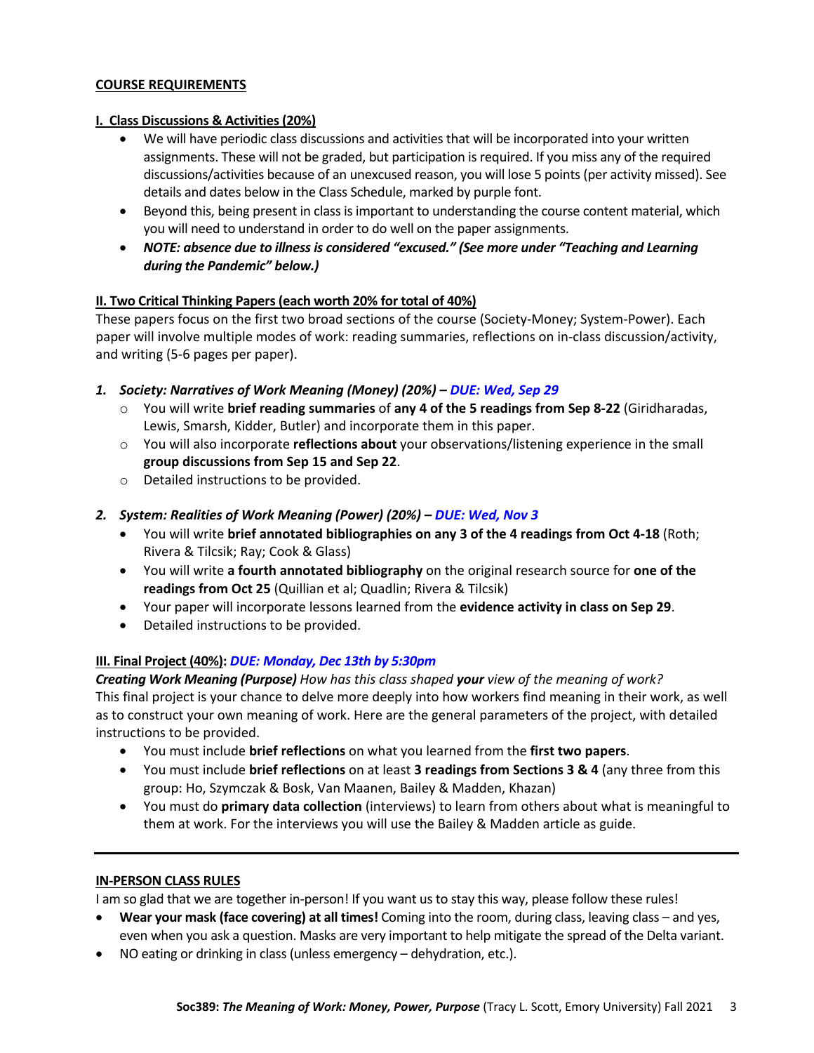## COURSE REQUIREMENTS

### I. Class Discussions & Activities (20%)

- We will have periodic class discussions and activities that will be incorporated into your written assignments. These will not be graded, but participation is required. If you miss any of the required discussions/activities because of an unexcused reason, you will lose 5 points (per activity missed). See details and dates below in the Class Schedule, marked by purple font.
- Beyond this, being present in class is important to understanding the course content material, which you will need to understand in order to do well on the paper assignments.
- ***NOTE: absence due to illness is considered "excused." (See more under "Teaching and Learning during the Pandemic" below.)***

### II. Two Critical Thinking Papers (each worth 20% for total of 40%)

These papers focus on the first two broad sections of the course (Society-Money; System-Power). Each paper will involve multiple modes of work: reading summaries, reflections on in-class discussion/activity, and writing (5-6 pages per paper).

1. ***Society: Narratives of Work Meaning (Money) (20%) – DUE: Wed, Sep 29***
   - You will write **brief reading summaries** of **any 4 of the 5 readings from Sep 8-22** (Giridharadas, Lewis, Smarsh, Kidder, Butler) and incorporate them in this paper.
   - You will also incorporate **reflections about** your observations/listening experience in the small **group discussions from Sep 15 and Sep 22**.
   - Detailed instructions to be provided.

2. ***System: Realities of Work Meaning (Power) (20%) – DUE: Wed, Nov 3***
   - You will write **brief annotated bibliographies on any 3 of the 4 readings from Oct 4-18** (Roth; Rivera & Tilcsik; Ray; Cook & Glass)
   - You will write **a fourth annotated bibliography** on the original research source for **one of the readings from Oct 25** (Quillian et al; Quadlin; Rivera & Tilcsik)
   - Your paper will incorporate lessons learned from the **evidence activity in class on Sep 29**.
   - Detailed instructions to be provided.

### III. Final Project (40%): *DUE: Monday, Dec 13th by 5:30pm*

***Creating Work Meaning (Purpose)*** *How has this class shaped **your** view of the meaning of work?*
This final project is your chance to delve more deeply into how workers find meaning in their work, as well as to construct your own meaning of work. Here are the general parameters of the project, with detailed instructions to be provided.

- You must include **brief reflections** on what you learned from the **first two papers**.
- You must include **brief reflections** on at least **3 readings from Sections 3 & 4** (any three from this group: Ho, Szymczak & Bosk, Van Maanen, Bailey & Madden, Khazan)
- You must do **primary data collection** (interviews) to learn from others about what is meaningful to them at work. For the interviews you will use the Bailey & Madden article as guide.

---

## IN-PERSON CLASS RULES

I am so glad that we are together in-person! If you want us to stay this way, please follow these rules!

- **Wear your mask (face covering) at all times!** Coming into the room, during class, leaving class – and yes, even when you ask a question. Masks are very important to help mitigate the spread of the Delta variant.
- NO eating or drinking in class (unless emergency – dehydration, etc.).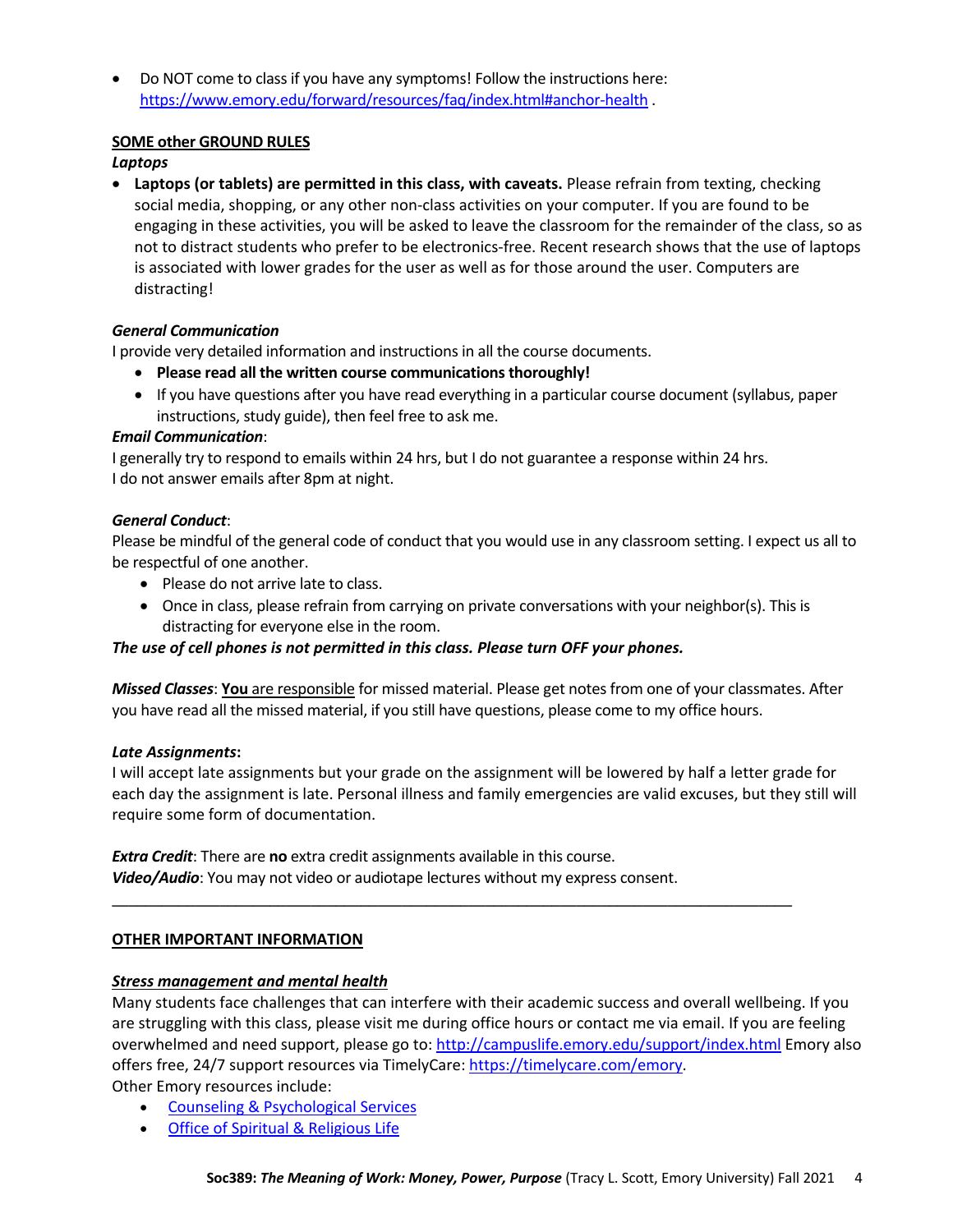- Do NOT come to class if you have any symptoms! Follow the instructions here: [https://www.emory.edu/forward/resources/faq/index.html#anchor-health](https://www.emory.edu/forward/resources/faq/index.html#anchor-health) .

**SOME other GROUND RULES**

***Laptops***

- **Laptops (or tablets) are permitted in this class, with caveats.** Please refrain from texting, checking social media, shopping, or any other non-class activities on your computer. If you are found to be engaging in these activities, you will be asked to leave the classroom for the remainder of the class, so as not to distract students who prefer to be electronics-free. Recent research shows that the use of laptops is associated with lower grades for the user as well as for those around the user. Computers are distracting!

***General Communication***

I provide very detailed information and instructions in all the course documents.

- **Please read all the written course communications thoroughly!**
- If you have questions after you have read everything in a particular course document (syllabus, paper instructions, study guide), then feel free to ask me.

***Email Communication***:

I generally try to respond to emails within 24 hrs, but I do not guarantee a response within 24 hrs.
I do not answer emails after 8pm at night.

***General Conduct***:

Please be mindful of the general code of conduct that you would use in any classroom setting. I expect us all to be respectful of one another.

- Please do not arrive late to class.
- Once in class, please refrain from carrying on private conversations with your neighbor(s). This is distracting for everyone else in the room.

***The use of cell phones is not permitted in this class. Please turn OFF your phones.***

***Missed Classes***: **You** are responsible for missed material. Please get notes from one of your classmates. After you have read all the missed material, if you still have questions, please come to my office hours.

***Late Assignments*:**

I will accept late assignments but your grade on the assignment will be lowered by half a letter grade for each day the assignment is late. Personal illness and family emergencies are valid excuses, but they still will require some form of documentation.

***Extra Credit***: There are **no** extra credit assignments available in this course.
***Video/Audio***: You may not video or audiotape lectures without my express consent.

---

**OTHER IMPORTANT INFORMATION**

***Stress management and mental health***

Many students face challenges that can interfere with their academic success and overall wellbeing. If you are struggling with this class, please visit me during office hours or contact me via email. If you are feeling overwhelmed and need support, please go to: [http://campuslife.emory.edu/support/index.html](http://campuslife.emory.edu/support/index.html) Emory also offers free, 24/7 support resources via TimelyCare: [https://timelycare.com/emory](https://timelycare.com/emory).
Other Emory resources include:

- Counseling & Psychological Services
- Office of Spiritual & Religious Life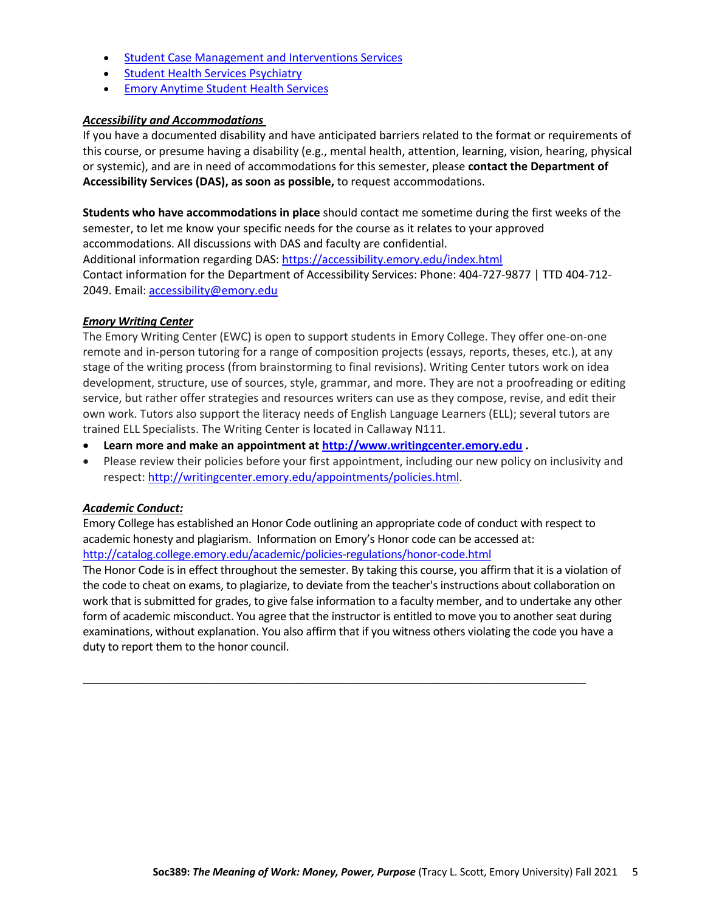- [Student Case Management and Interventions Services]()
- [Student Health Services Psychiatry]()
- [Emory Anytime Student Health Services]()

### ***Accessibility and Accommodations***

If you have a documented disability and have anticipated barriers related to the format or requirements of this course, or presume having a disability (e.g., mental health, attention, learning, vision, hearing, physical or systemic), and are in need of accommodations for this semester, please **contact the Department of Accessibility Services (DAS), as soon as possible,** to request accommodations.

**Students who have accommodations in place** should contact me sometime during the first weeks of the semester, to let me know your specific needs for the course as it relates to your approved accommodations. All discussions with DAS and faculty are confidential.
Additional information regarding DAS: [https://accessibility.emory.edu/index.html](https://accessibility.emory.edu/index.html)
Contact information for the Department of Accessibility Services: Phone: 404-727-9877 | TTD 404-712-2049. Email: [accessibility@emory.edu](mailto:accessibility@emory.edu)

### ***Emory Writing Center***

The Emory Writing Center (EWC) is open to support students in Emory College. They offer one-on-one remote and in-person tutoring for a range of composition projects (essays, reports, theses, etc.), at any stage of the writing process (from brainstorming to final revisions). Writing Center tutors work on idea development, structure, use of sources, style, grammar, and more. They are not a proofreading or editing service, but rather offer strategies and resources writers can use as they compose, revise, and edit their own work. Tutors also support the literacy needs of English Language Learners (ELL); several tutors are trained ELL Specialists. The Writing Center is located in Callaway N111.

- **Learn more and make an appointment at [http://www.writingcenter.emory.edu](http://www.writingcenter.emory.edu) .**
- Please review their policies before your first appointment, including our new policy on inclusivity and respect: [http://writingcenter.emory.edu/appointments/policies.html](http://writingcenter.emory.edu/appointments/policies.html).

### ***Academic Conduct:***

Emory College has established an Honor Code outlining an appropriate code of conduct with respect to academic honesty and plagiarism. Information on Emory's Honor code can be accessed at:
[http://catalog.college.emory.edu/academic/policies-regulations/honor-code.html](http://catalog.college.emory.edu/academic/policies-regulations/honor-code.html)
The Honor Code is in effect throughout the semester. By taking this course, you affirm that it is a violation of the code to cheat on exams, to plagiarize, to deviate from the teacher's instructions about collaboration on work that is submitted for grades, to give false information to a faculty member, and to undertake any other form of academic misconduct. You agree that the instructor is entitled to move you to another seat during examinations, without explanation. You also affirm that if you witness others violating the code you have a duty to report them to the honor council.

---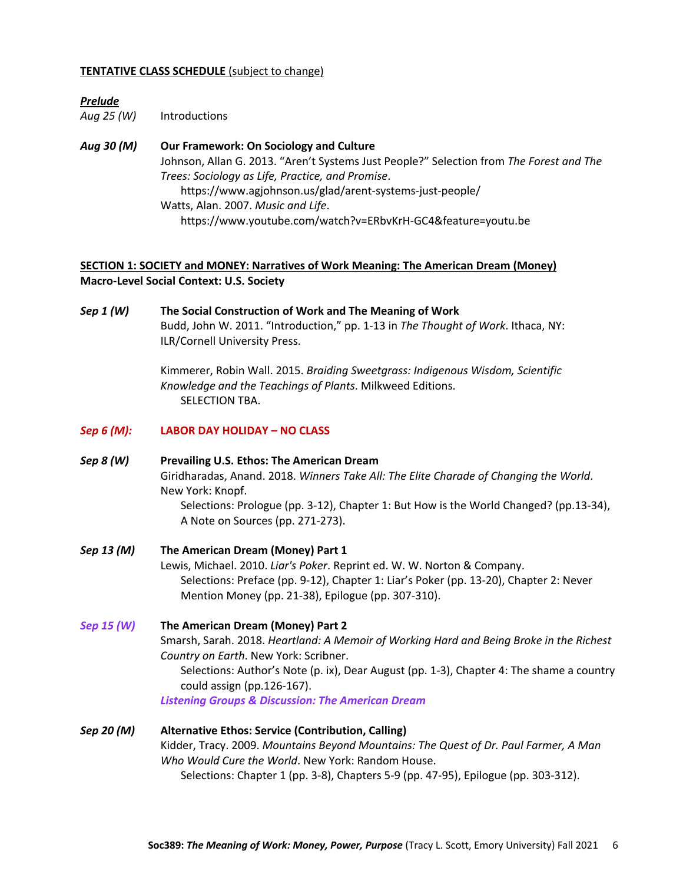**TENTATIVE CLASS SCHEDULE** (subject to change)

***Prelude***

*Aug 25 (W)* Introductions

***Aug 30 (M)*** **Our Framework: On Sociology and Culture**

Johnson, Allan G. 2013. "Aren't Systems Just People?" Selection from *The Forest and The Trees: Sociology as Life, Practice, and Promise*.
https://www.agjohnson.us/glad/arent-systems-just-people/

Watts, Alan. 2007. *Music and Life*.
https://www.youtube.com/watch?v=ERbvKrH-GC4&feature=youtu.be

**SECTION 1: SOCIETY and MONEY: Narratives of Work Meaning: The American Dream (Money)**
**Macro-Level Social Context: U.S. Society**

***Sep 1 (W)*** **The Social Construction of Work and The Meaning of Work**

Budd, John W. 2011. "Introduction," pp. 1-13 in *The Thought of Work*. Ithaca, NY: ILR/Cornell University Press.

Kimmerer, Robin Wall. 2015. *Braiding Sweetgrass: Indigenous Wisdom, Scientific Knowledge and the Teachings of Plants*. Milkweed Editions.
SELECTION TBA.

***Sep 6 (M):*** **LABOR DAY HOLIDAY – NO CLASS**

***Sep 8 (W)*** **Prevailing U.S. Ethos: The American Dream**

Giridharadas, Anand. 2018. *Winners Take All: The Elite Charade of Changing the World*. New York: Knopf.
Selections: Prologue (pp. 3-12), Chapter 1: But How is the World Changed? (pp.13-34), A Note on Sources (pp. 271-273).

***Sep 13 (M)*** **The American Dream (Money) Part 1**

Lewis, Michael. 2010. *Liar's Poker*. Reprint ed. W. W. Norton & Company.
Selections: Preface (pp. 9-12), Chapter 1: Liar's Poker (pp. 13-20), Chapter 2: Never Mention Money (pp. 21-38), Epilogue (pp. 307-310).

***Sep 15 (W)*** **The American Dream (Money) Part 2**

Smarsh, Sarah. 2018. *Heartland: A Memoir of Working Hard and Being Broke in the Richest Country on Earth*. New York: Scribner.
Selections: Author's Note (p. ix), Dear August (pp. 1-3), Chapter 4: The shame a country could assign (pp.126-167).

***Listening Groups & Discussion: The American Dream***

***Sep 20 (M)*** **Alternative Ethos: Service (Contribution, Calling)**

Kidder, Tracy. 2009. *Mountains Beyond Mountains: The Quest of Dr. Paul Farmer, A Man Who Would Cure the World*. New York: Random House.
Selections: Chapter 1 (pp. 3-8), Chapters 5-9 (pp. 47-95), Epilogue (pp. 303-312).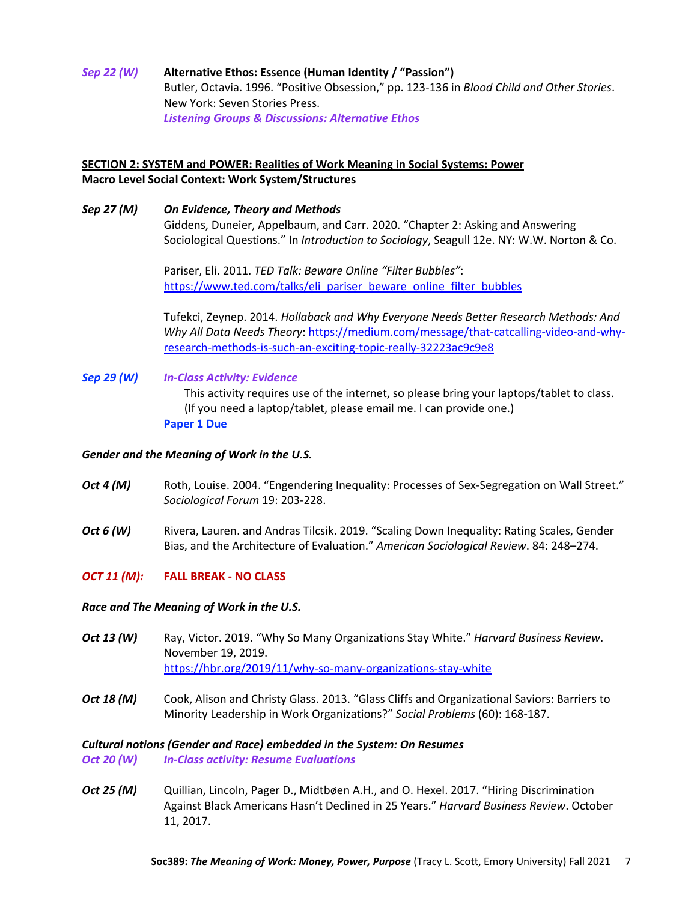*Sep 22 (W)* **Alternative Ethos: Essence (Human Identity / "Passion")**
Butler, Octavia. 1996. "Positive Obsession," pp. 123-136 in *Blood Child and Other Stories*. New York: Seven Stories Press.
***Listening Groups & Discussions: Alternative Ethos***

**SECTION 2: SYSTEM and POWER: Realities of Work Meaning in Social Systems: Power**
**Macro Level Social Context: Work System/Structures**

***Sep 27 (M)*** ***On Evidence, Theory and Methods***
Giddens, Duneier, Appelbaum, and Carr. 2020. "Chapter 2: Asking and Answering Sociological Questions." In *Introduction to Sociology*, Seagull 12e. NY: W.W. Norton & Co.

Pariser, Eli. 2011. *TED Talk: Beware Online "Filter Bubbles"*: https://www.ted.com/talks/eli_pariser_beware_online_filter_bubbles

Tufekci, Zeynep. 2014. *Hollaback and Why Everyone Needs Better Research Methods: And Why All Data Needs Theory*: https://medium.com/message/that-catcalling-video-and-why-research-methods-is-such-an-exciting-topic-really-32223ac9c9e8

***Sep 29 (W)*** ***In-Class Activity: Evidence***
This activity requires use of the internet, so please bring your laptops/tablet to class. (If you need a laptop/tablet, please email me. I can provide one.)
**Paper 1 Due**

***Gender and the Meaning of Work in the U.S.***

***Oct 4 (M)*** Roth, Louise. 2004. "Engendering Inequality: Processes of Sex-Segregation on Wall Street." *Sociological Forum* 19: 203-228.

***Oct 6 (W)*** Rivera, Lauren. and Andras Tilcsik. 2019. "Scaling Down Inequality: Rating Scales, Gender Bias, and the Architecture of Evaluation." *American Sociological Review*. 84: 248–274.

***OCT 11 (M):*** **FALL BREAK - NO CLASS**

***Race and The Meaning of Work in the U.S.***

***Oct 13 (W)*** Ray, Victor. 2019. "Why So Many Organizations Stay White." *Harvard Business Review*. November 19, 2019.
https://hbr.org/2019/11/why-so-many-organizations-stay-white

***Oct 18 (M)*** Cook, Alison and Christy Glass. 2013. "Glass Cliffs and Organizational Saviors: Barriers to Minority Leadership in Work Organizations?" *Social Problems* (60): 168-187.

***Cultural notions (Gender and Race) embedded in the System: On Resumes***
***Oct 20 (W)*** ***In-Class activity: Resume Evaluations***

***Oct 25 (M)*** Quillian, Lincoln, Pager D., Midtbøen A.H., and O. Hexel. 2017. "Hiring Discrimination Against Black Americans Hasn't Declined in 25 Years." *Harvard Business Review*. October 11, 2017.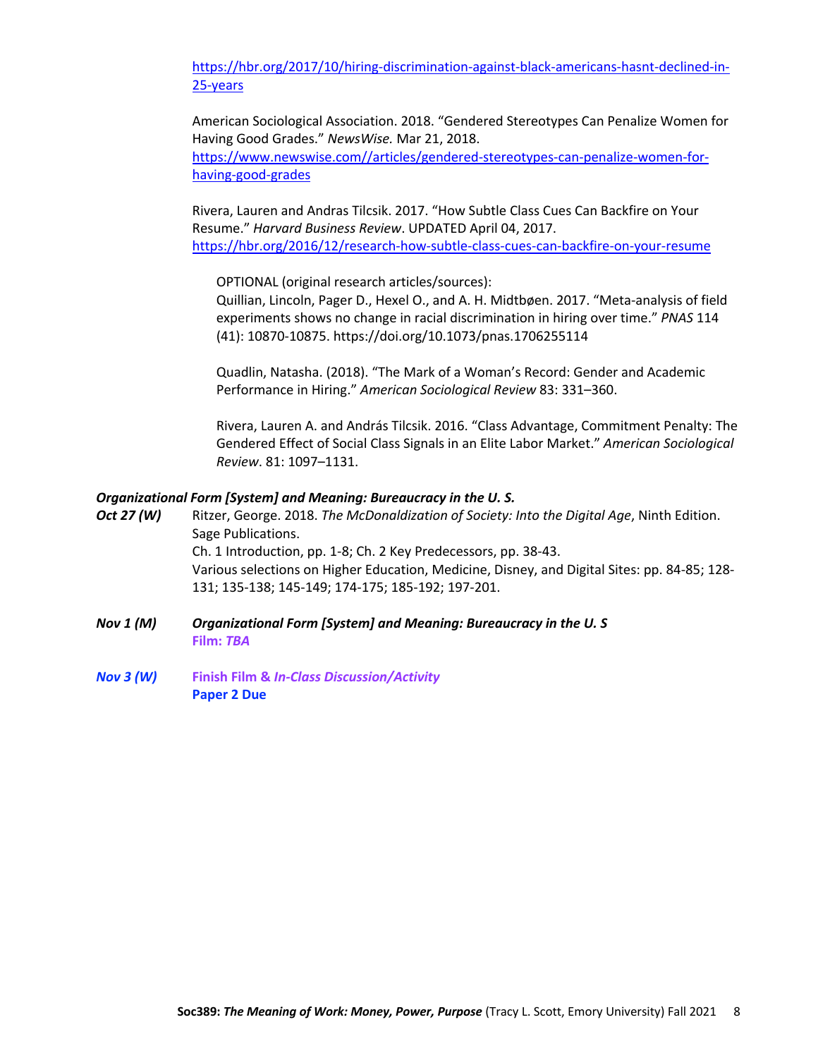https://hbr.org/2017/10/hiring-discrimination-against-black-americans-hasnt-declined-in-25-years

American Sociological Association. 2018. "Gendered Stereotypes Can Penalize Women for Having Good Grades." *NewsWise.* Mar 21, 2018. https://www.newswise.com//articles/gendered-stereotypes-can-penalize-women-for-having-good-grades

Rivera, Lauren and Andras Tilcsik. 2017. "How Subtle Class Cues Can Backfire on Your Resume." *Harvard Business Review*. UPDATED April 04, 2017. https://hbr.org/2016/12/research-how-subtle-class-cues-can-backfire-on-your-resume

OPTIONAL (original research articles/sources):
Quillian, Lincoln, Pager D., Hexel O., and A. H. Midtbøen. 2017. "Meta-analysis of field experiments shows no change in racial discrimination in hiring over time." *PNAS* 114 (41): 10870-10875. https://doi.org/10.1073/pnas.1706255114

Quadlin, Natasha. (2018). "The Mark of a Woman's Record: Gender and Academic Performance in Hiring." *American Sociological Review* 83: 331–360.

Rivera, Lauren A. and András Tilcsik. 2016. "Class Advantage, Commitment Penalty: The Gendered Effect of Social Class Signals in an Elite Labor Market." *American Sociological Review*. 81: 1097–1131.

***Organizational Form [System] and Meaning: Bureaucracy in the U. S.***

***Oct 27 (W)*** Ritzer, George. 2018. *The McDonaldization of Society: Into the Digital Age*, Ninth Edition. Sage Publications.
Ch. 1 Introduction, pp. 1-8; Ch. 2 Key Predecessors, pp. 38-43.
Various selections on Higher Education, Medicine, Disney, and Digital Sites: pp. 84-85; 128-131; 135-138; 145-149; 174-175; 185-192; 197-201.

***Nov 1 (M)*** ***Organizational Form [System] and Meaning: Bureaucracy in the U. S***
**Film: *TBA***

***Nov 3 (W)*** **Finish Film & *In-Class Discussion/Activity***
**Paper 2 Due**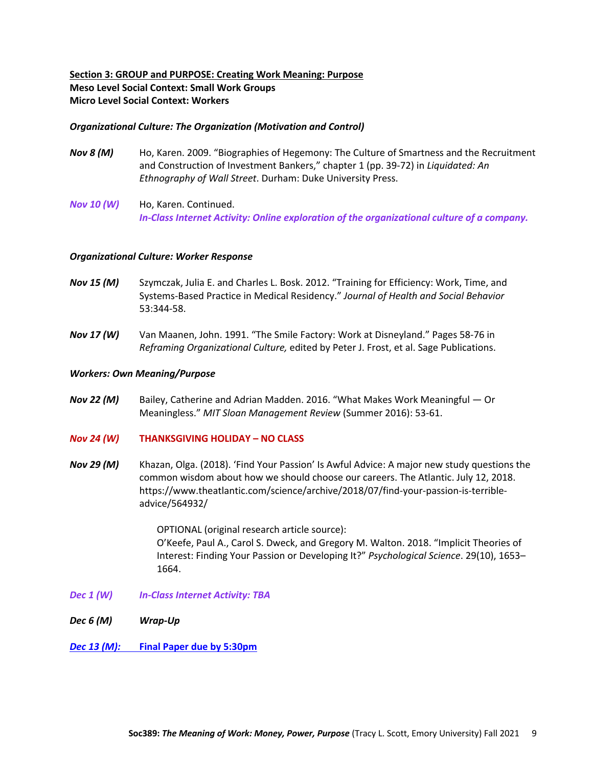**Section 3: GROUP and PURPOSE: Creating Work Meaning: Purpose**
**Meso Level Social Context: Small Work Groups**
**Micro Level Social Context: Workers**

***Organizational Culture: The Organization (Motivation and Control)***

***Nov 8 (M)*** Ho, Karen. 2009. "Biographies of Hegemony: The Culture of Smartness and the Recruitment and Construction of Investment Bankers," chapter 1 (pp. 39-72) in *Liquidated: An Ethnography of Wall Street*. Durham: Duke University Press.

***Nov 10 (W)*** Ho, Karen. Continued.
***In-Class Internet Activity: Online exploration of the organizational culture of a company.***

***Organizational Culture: Worker Response***

***Nov 15 (M)*** Szymczak, Julia E. and Charles L. Bosk. 2012. "Training for Efficiency: Work, Time, and Systems-Based Practice in Medical Residency." *Journal of Health and Social Behavior* 53:344-58.

***Nov 17 (W)*** Van Maanen, John. 1991. "The Smile Factory: Work at Disneyland." Pages 58-76 in *Reframing Organizational Culture,* edited by Peter J. Frost, et al. Sage Publications.

***Workers: Own Meaning/Purpose***

***Nov 22 (M)*** Bailey, Catherine and Adrian Madden. 2016. "What Makes Work Meaningful — Or Meaningless." *MIT Sloan Management Review* (Summer 2016): 53-61.

***Nov 24 (W)*** **THANKSGIVING HOLIDAY – NO CLASS**

***Nov 29 (M)*** Khazan, Olga. (2018). 'Find Your Passion' Is Awful Advice: A major new study questions the common wisdom about how we should choose our careers. The Atlantic. July 12, 2018. https://www.theatlantic.com/science/archive/2018/07/find-your-passion-is-terrible-advice/564932/

OPTIONAL (original research article source):
O'Keefe, Paul A., Carol S. Dweck, and Gregory M. Walton. 2018. "Implicit Theories of Interest: Finding Your Passion or Developing It?" *Psychological Science*. 29(10), 1653–1664.

***Dec 1 (W)*** ***In-Class Internet Activity: TBA***

***Dec 6 (M)*** ***Wrap-Up***

***Dec 13 (M):*** **Final Paper due by 5:30pm**